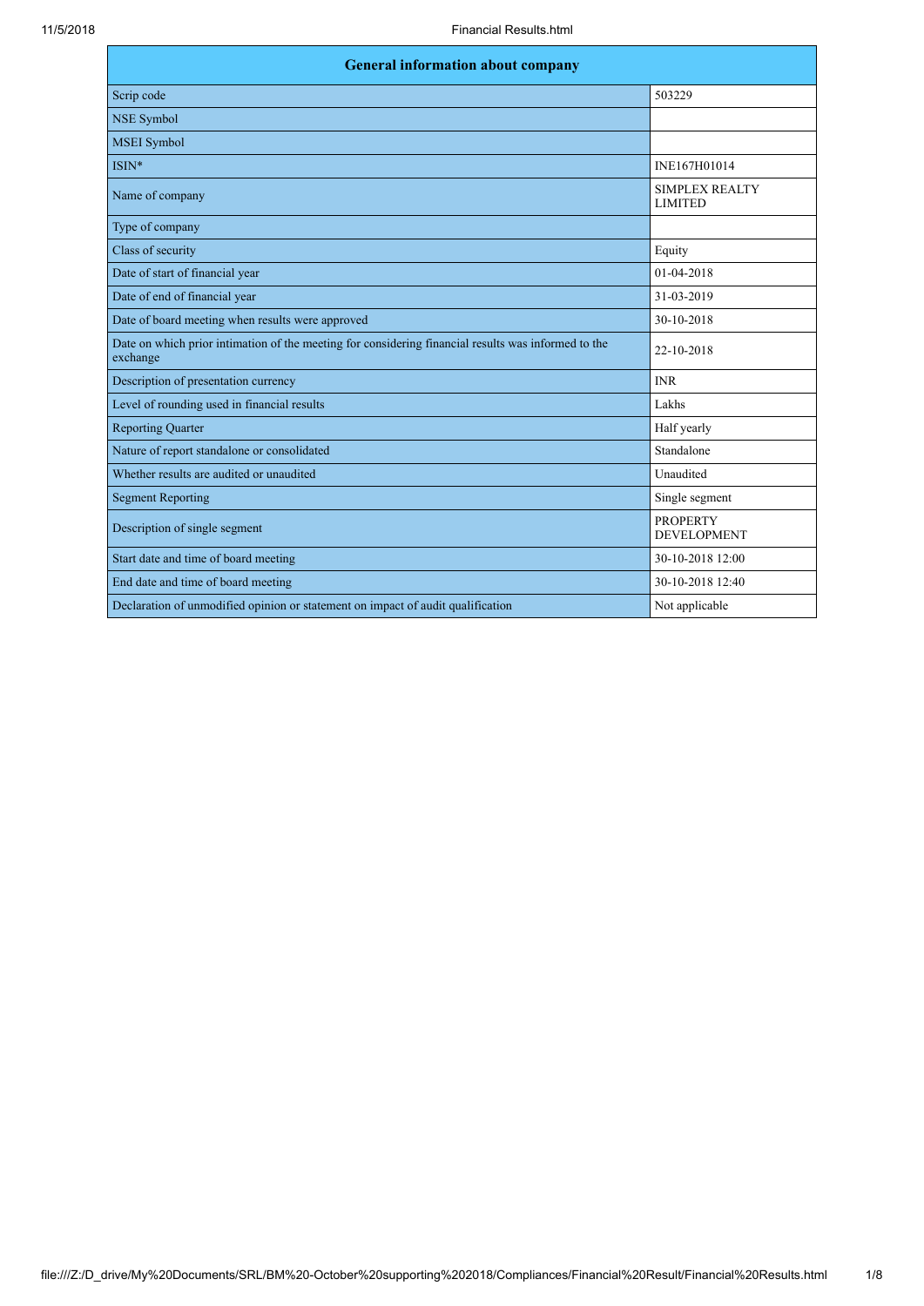| General information about company | |
|---|---|
| Scrip code | 503229 |
| NSE Symbol | |
| MSEI Symbol | |
| ISIN* | INE167H01014 |
| Name of company | SIMPLEX REALTY LIMITED |
| Type of company | |
| Class of security | Equity |
| Date of start of financial year | 01-04-2018 |
| Date of end of financial year | 31-03-2019 |
| Date of board meeting when results were approved | 30-10-2018 |
| Date on which prior intimation of the meeting for considering financial results was informed to the exchange | 22-10-2018 |
| Description of presentation currency | INR |
| Level of rounding used in financial results | Lakhs |
| Reporting Quarter | Half yearly |
| Nature of report standalone or consolidated | Standalone |
| Whether results are audited or unaudited | Unaudited |
| Segment Reporting | Single segment |
| Description of single segment | PROPERTY DEVELOPMENT |
| Start date and time of board meeting | 30-10-2018 12:00 |
| End date and time of board meeting | 30-10-2018 12:40 |
| Declaration of unmodified opinion or statement on impact of audit qualification | Not applicable |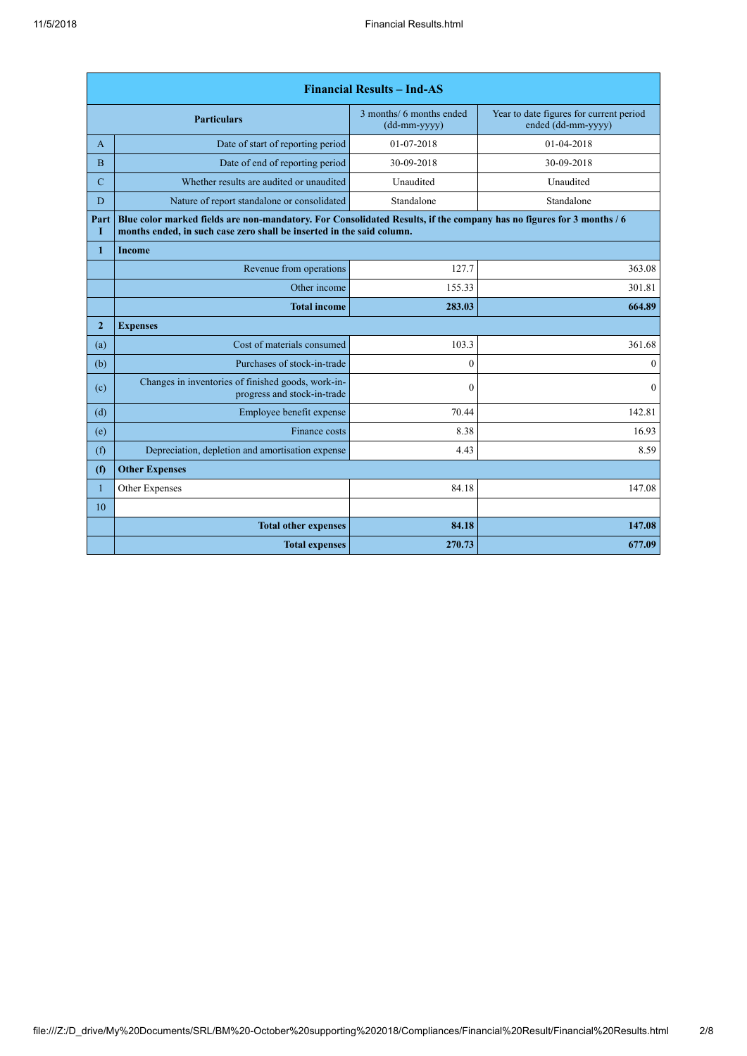| Financial Results – Ind-AS | | | |
|---|---|---|---|
| | **Particulars** | 3 months/ 6 months ended (dd-mm-yyyy) | Year to date figures for current period ended (dd-mm-yyyy) |
| A | Date of start of reporting period | 01-07-2018 | 01-04-2018 |
| B | Date of end of reporting period | 30-09-2018 | 30-09-2018 |
| C | Whether results are audited or unaudited | Unaudited | Unaudited |
| D | Nature of report standalone or consolidated | Standalone | Standalone |
| **Part I** | **Blue color marked fields are non-mandatory. For Consolidated Results, if the company has no figures for 3 months / 6 months ended, in such case zero shall be inserted in the said column.** | | |
| **1** | **Income** | | |
| | Revenue from operations | 127.7 | 363.08 |
| | Other income | 155.33 | 301.81 |
| | **Total income** | **283.03** | **664.89** |
| **2** | **Expenses** | | |
| (a) | Cost of materials consumed | 103.3 | 361.68 |
| (b) | Purchases of stock-in-trade | 0 | 0 |
| (c) | Changes in inventories of finished goods, work-in-progress and stock-in-trade | 0 | 0 |
| (d) | Employee benefit expense | 70.44 | 142.81 |
| (e) | Finance costs | 8.38 | 16.93 |
| (f) | Depreciation, depletion and amortisation expense | 4.43 | 8.59 |
| **(f)** | **Other Expenses** | | |
| 1 | Other Expenses | 84.18 | 147.08 |
| 10 | | | |
| | **Total other expenses** | **84.18** | **147.08** |
| | **Total expenses** | **270.73** | **677.09** |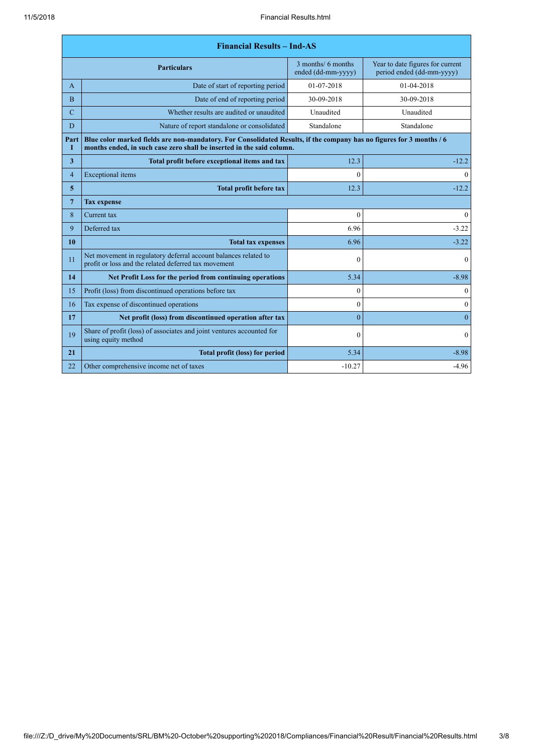| Financial Results – Ind-AS | | | |
|---|---|---|---|
| | **Particulars** | 3 months/ 6 months ended (dd-mm-yyyy) | Year to date figures for current period ended (dd-mm-yyyy) |
| A | Date of start of reporting period | 01-07-2018 | 01-04-2018 |
| B | Date of end of reporting period | 30-09-2018 | 30-09-2018 |
| C | Whether results are audited or unaudited | Unaudited | Unaudited |
| D | Nature of report standalone or consolidated | Standalone | Standalone |
| **Part I** | **Blue color marked fields are non-mandatory. For Consolidated Results, if the company has no figures for 3 months / 6 months ended, in such case zero shall be inserted in the said column.** | | |
| **3** | **Total profit before exceptional items and tax** | 12.3 | -12.2 |
| 4 | Exceptional items | 0 | 0 |
| **5** | **Total profit before tax** | 12.3 | -12.2 |
| **7** | **Tax expense** | | |
| 8 | Current tax | 0 | 0 |
| 9 | Deferred tax | 6.96 | -3.22 |
| **10** | **Total tax expenses** | 6.96 | -3.22 |
| 11 | Net movement in regulatory deferral account balances related to profit or loss and the related deferred tax movement | 0 | 0 |
| **14** | **Net Profit Loss for the period from continuing operations** | 5.34 | -8.98 |
| 15 | Profit (loss) from discontinued operations before tax | 0 | 0 |
| 16 | Tax expense of discontinued operations | 0 | 0 |
| **17** | **Net profit (loss) from discontinued operation after tax** | 0 | 0 |
| 19 | Share of profit (loss) of associates and joint ventures accounted for using equity method | 0 | 0 |
| **21** | **Total profit (loss) for period** | 5.34 | -8.98 |
| 22 | Other comprehensive income net of taxes | -10.27 | -4.96 |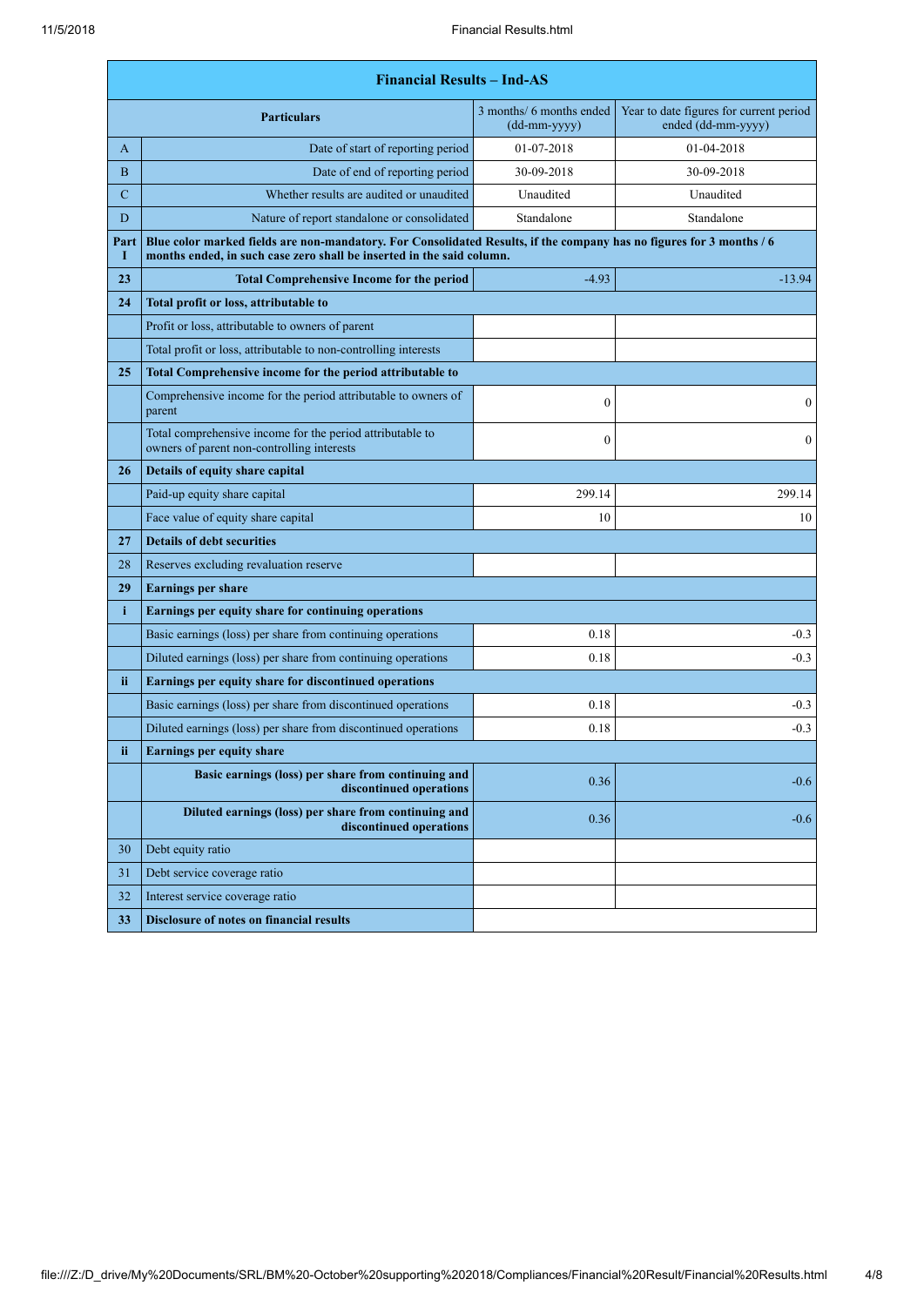| | Financial Results – Ind-AS | | |
|---|---|---|---|
| | **Particulars** | 3 months/ 6 months ended (dd-mm-yyyy) | Year to date figures for current period ended (dd-mm-yyyy) |
| A | Date of start of reporting period | 01-07-2018 | 01-04-2018 |
| B | Date of end of reporting period | 30-09-2018 | 30-09-2018 |
| C | Whether results are audited or unaudited | Unaudited | Unaudited |
| D | Nature of report standalone or consolidated | Standalone | Standalone |
| **Part I** | **Blue color marked fields are non-mandatory. For Consolidated Results, if the company has no figures for 3 months / 6 months ended, in such case zero shall be inserted in the said column.** | | |
| **23** | **Total Comprehensive Income for the period** | -4.93 | -13.94 |
| **24** | **Total profit or loss, attributable to** | | |
| | Profit or loss, attributable to owners of parent | | |
| | Total profit or loss, attributable to non-controlling interests | | |
| **25** | **Total Comprehensive income for the period attributable to** | | |
| | Comprehensive income for the period attributable to owners of parent | 0 | 0 |
| | Total comprehensive income for the period attributable to owners of parent non-controlling interests | 0 | 0 |
| **26** | **Details of equity share capital** | | |
| | Paid-up equity share capital | 299.14 | 299.14 |
| | Face value of equity share capital | 10 | 10 |
| **27** | **Details of debt securities** | | |
| 28 | Reserves excluding revaluation reserve | | |
| **29** | **Earnings per share** | | |
| **i** | **Earnings per equity share for continuing operations** | | |
| | Basic earnings (loss) per share from continuing operations | 0.18 | -0.3 |
| | Diluted earnings (loss) per share from continuing operations | 0.18 | -0.3 |
| **ii** | **Earnings per equity share for discontinued operations** | | |
| | Basic earnings (loss) per share from discontinued operations | 0.18 | -0.3 |
| | Diluted earnings (loss) per share from discontinued operations | 0.18 | -0.3 |
| **ii** | **Earnings per equity share** | | |
| | **Basic earnings (loss) per share from continuing and discontinued operations** | 0.36 | -0.6 |
| | **Diluted earnings (loss) per share from continuing and discontinued operations** | 0.36 | -0.6 |
| 30 | Debt equity ratio | | |
| 31 | Debt service coverage ratio | | |
| 32 | Interest service coverage ratio | | |
| **33** | **Disclosure of notes on financial results** | | |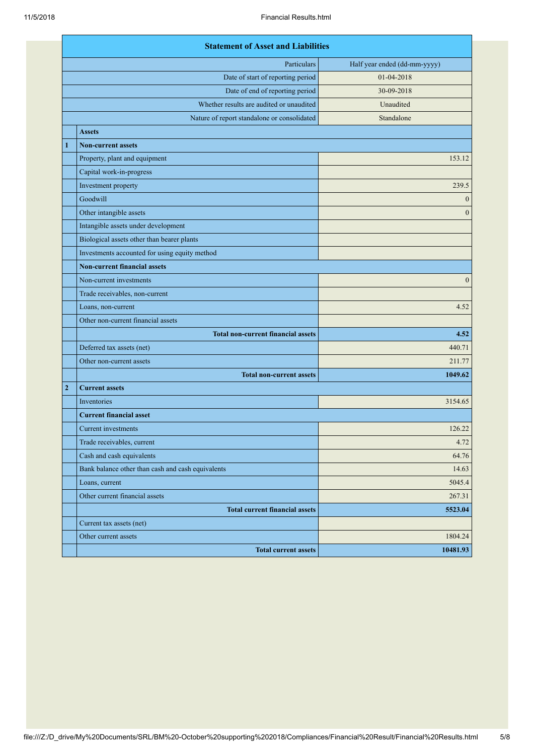| | Statement of Asset and Liabilities | |
|---|---|---|
| | Particulars | Half year ended (dd-mm-yyyy) |
| | Date of start of reporting period | 01-04-2018 |
| | Date of end of reporting period | 30-09-2018 |
| | Whether results are audited or unaudited | Unaudited |
| | Nature of report standalone or consolidated | Standalone |
| | **Assets** | |
| **1** | **Non-current assets** | |
| | Property, plant and equipment | 153.12 |
| | Capital work-in-progress | |
| | Investment property | 239.5 |
| | Goodwill | 0 |
| | Other intangible assets | 0 |
| | Intangible assets under development | |
| | Biological assets other than bearer plants | |
| | Investments accounted for using equity method | |
| | **Non-current financial assets** | |
| | Non-current investments | 0 |
| | Trade receivables, non-current | |
| | Loans, non-current | 4.52 |
| | Other non-current financial assets | |
| | **Total non-current financial assets** | **4.52** |
| | Deferred tax assets (net) | 440.71 |
| | Other non-current assets | 211.77 |
| | **Total non-current assets** | **1049.62** |
| **2** | **Current assets** | |
| | Inventories | 3154.65 |
| | **Current financial asset** | |
| | Current investments | 126.22 |
| | Trade receivables, current | 4.72 |
| | Cash and cash equivalents | 64.76 |
| | Bank balance other than cash and cash equivalents | 14.63 |
| | Loans, current | 5045.4 |
| | Other current financial assets | 267.31 |
| | **Total current financial assets** | **5523.04** |
| | Current tax assets (net) | |
| | Other current assets | 1804.24 |
| | **Total current assets** | **10481.93** |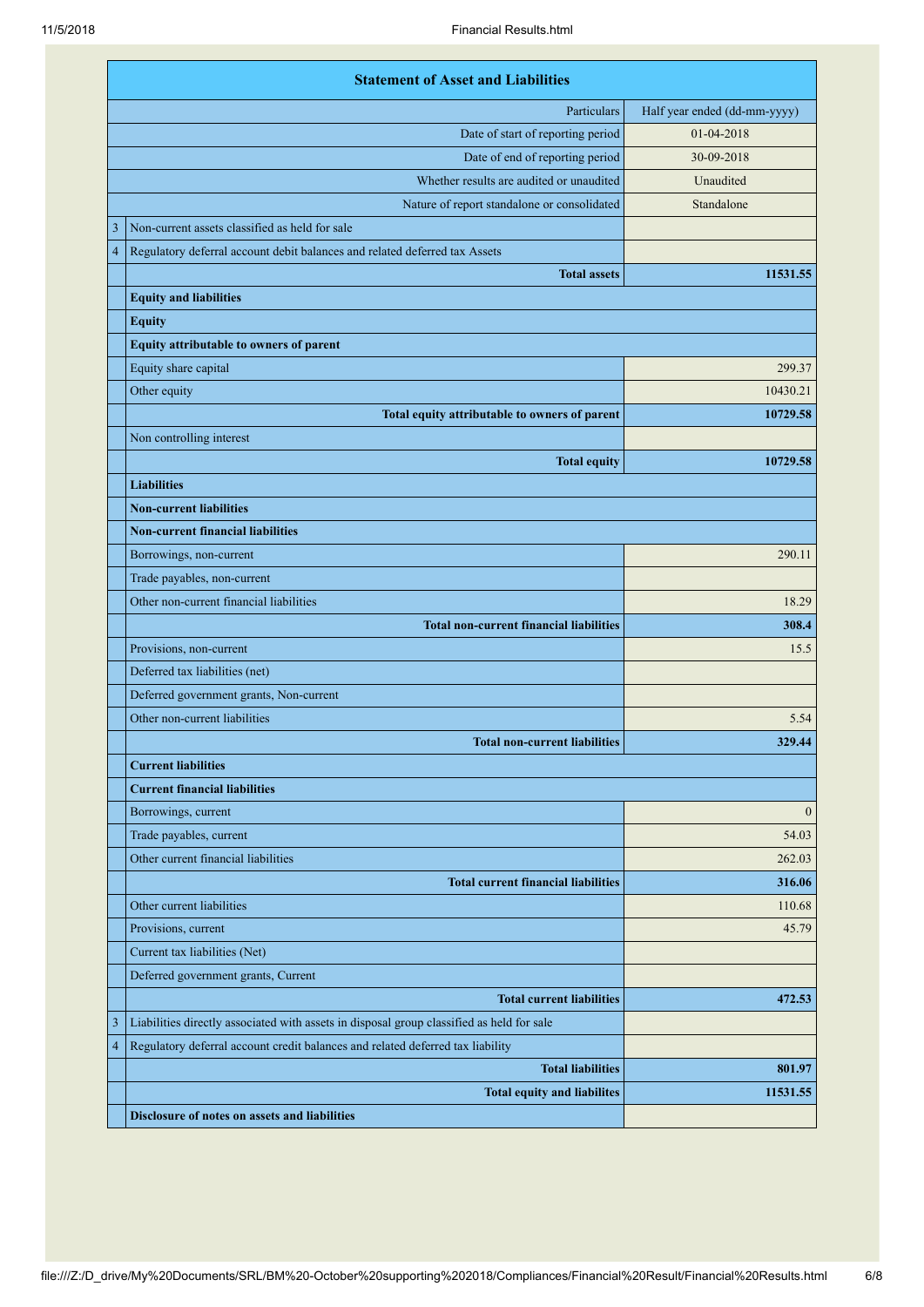| | Statement of Asset and Liabilities | |
|---|---|---|
| | Particulars | Half year ended (dd-mm-yyyy) |
| | Date of start of reporting period | 01-04-2018 |
| | Date of end of reporting period | 30-09-2018 |
| | Whether results are audited or unaudited | Unaudited |
| | Nature of report standalone or consolidated | Standalone |
| 3 | Non-current assets classified as held for sale | |
| 4 | Regulatory deferral account debit balances and related deferred tax Assets | |
| | **Total assets** | **11531.55** |
| | **Equity and liabilities** | |
| | **Equity** | |
| | **Equity attributable to owners of parent** | |
| | Equity share capital | 299.37 |
| | Other equity | 10430.21 |
| | **Total equity attributable to owners of parent** | **10729.58** |
| | Non controlling interest | |
| | **Total equity** | **10729.58** |
| | **Liabilities** | |
| | **Non-current liabilities** | |
| | **Non-current financial liabilities** | |
| | Borrowings, non-current | 290.11 |
| | Trade payables, non-current | |
| | Other non-current financial liabilities | 18.29 |
| | **Total non-current financial liabilities** | **308.4** |
| | Provisions, non-current | 15.5 |
| | Deferred tax liabilities (net) | |
| | Deferred government grants, Non-current | |
| | Other non-current liabilities | 5.54 |
| | **Total non-current liabilities** | **329.44** |
| | **Current liabilities** | |
| | **Current financial liabilities** | |
| | Borrowings, current | 0 |
| | Trade payables, current | 54.03 |
| | Other current financial liabilities | 262.03 |
| | **Total current financial liabilities** | **316.06** |
| | Other current liabilities | 110.68 |
| | Provisions, current | 45.79 |
| | Current tax liabilities (Net) | |
| | Deferred government grants, Current | |
| | **Total current liabilities** | **472.53** |
| 3 | Liabilities directly associated with assets in disposal group classified as held for sale | |
| 4 | Regulatory deferral account credit balances and related deferred tax liability | |
| | **Total liabilities** | **801.97** |
| | **Total equity and liabilites** | **11531.55** |
| | **Disclosure of notes on assets and liabilities** | |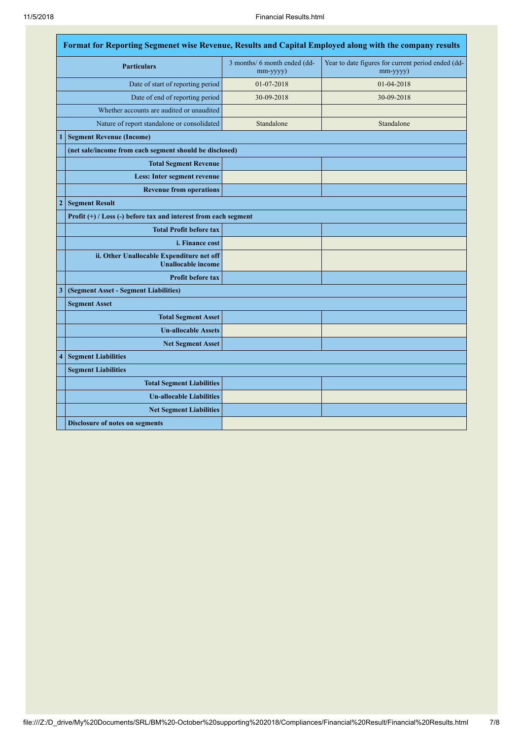| | Format for Reporting Segmenet wise Revenue, Results and Capital Employed along with the company results | | |
|---|---|---|---|
| | **Particulars** | 3 months/ 6 month ended (dd-mm-yyyy) | Year to date figures for current period ended (dd-mm-yyyy) |
| | Date of start of reporting period | 01-07-2018 | 01-04-2018 |
| | Date of end of reporting period | 30-09-2018 | 30-09-2018 |
| | Whether accounts are audited or unaudited | | |
| | Nature of report standalone or consolidated | Standalone | Standalone |
| **1** | **Segment Revenue (Income)** | | |
| | **(net sale/income from each segment should be disclosed)** | | |
| | **Total Segment Revenue** | | |
| | **Less: Inter segment revenue** | | |
| | **Revenue from operations** | | |
| **2** | **Segment Result** | | |
| | **Profit (+) / Loss (-) before tax and interest from each segment** | | |
| | **Total Profit before tax** | | |
| | **i. Finance cost** | | |
| | **ii. Other Unallocable Expenditure net off Unallocable income** | | |
| | **Profit before tax** | | |
| **3** | **(Segment Asset - Segment Liabilities)** | | |
| | **Segment Asset** | | |
| | **Total Segment Asset** | | |
| | **Un-allocable Assets** | | |
| | **Net Segment Asset** | | |
| **4** | **Segment Liabilities** | | |
| | **Segment Liabilities** | | |
| | **Total Segment Liabilities** | | |
| | **Un-allocable Liabilities** | | |
| | **Net Segment Liabilities** | | |
| | **Disclosure of notes on segments** | | |